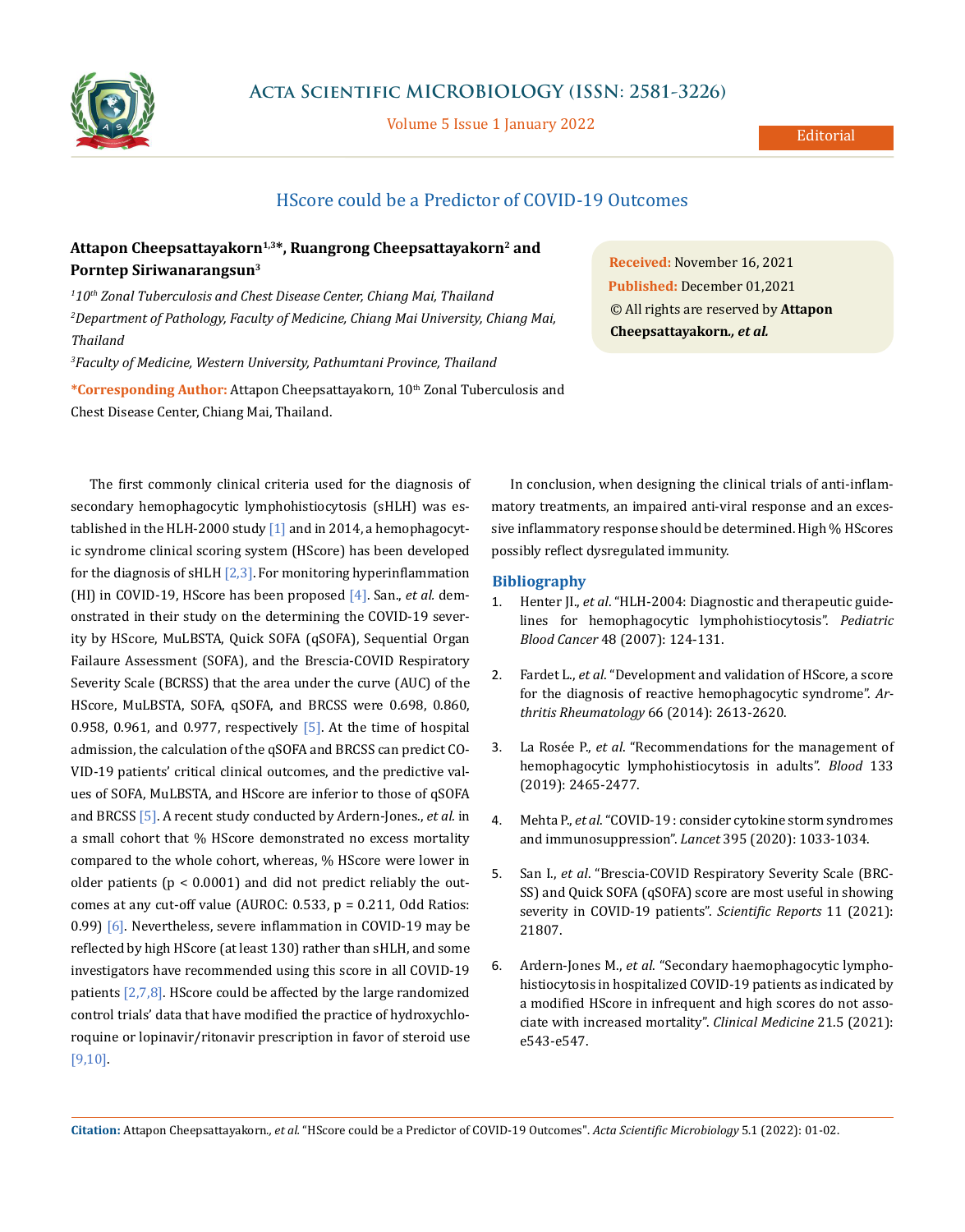Editorial

# HScore could be a Predictor of COVID-19 Outcomes

**Attapon Cheepsattayakorn[1,3]*, Ruangrong Cheepsattayakorn[2] and Porntep Siriwanarangsun[3]**

*[1]10th Zonal Tuberculosis and Chest Disease Center, Chiang Mai, Thailand*

*[2]Department of Pathology, Faculty of Medicine, Chiang Mai University, Chiang Mai, Thailand*

*[3]Faculty of Medicine, Western University, Pathumtani Province, Thailand*

**\*Corresponding Author:** Attapon Cheepsattayakorn, 10th Zonal Tuberculosis and Chest Disease Center, Chiang Mai, Thailand.

**Received:** November 16, 2021
**Published:** December 01,2021
© All rights are reserved by **Attapon Cheepsattayakorn*., et al.***

The first commonly clinical criteria used for the diagnosis of secondary hemophagocytic lymphohistiocytosis (sHLH) was established in the HLH-2000 study [1] and in 2014, a hemophagocytic syndrome clinical scoring system (HScore) has been developed for the diagnosis of sHLH [2,3]. For monitoring hyperinflammation (HI) in COVID-19, HScore has been proposed [4]. San., *et al.* demonstrated in their study on the determining the COVID-19 severity by HScore, MuLBSTA, Quick SOFA (qSOFA), Sequential Organ Failaure Assessment (SOFA), and the Brescia-COVID Respiratory Severity Scale (BCRSS) that the area under the curve (AUC) of the HScore, MuLBSTA, SOFA, qSOFA, and BRCSS were 0.698, 0.860, 0.958, 0.961, and 0.977, respectively [5]. At the time of hospital admission, the calculation of the qSOFA and BRCSS can predict COVID-19 patients' critical clinical outcomes, and the predictive values of SOFA, MuLBSTA, and HScore are inferior to those of qSOFA and BRCSS [5]. A recent study conducted by Ardern-Jones., *et al.* in a small cohort that % HScore demonstrated no excess mortality compared to the whole cohort, whereas, % HScore were lower in older patients ($p < 0.0001$) and did not predict reliably the outcomes at any cut-off value (AUROC: 0.533, $p = 0.211$, Odd Ratios: 0.99) [6]. Nevertheless, severe inflammation in COVID-19 may be reflected by high HScore (at least 130) rather than sHLH, and some investigators have recommended using this score in all COVID-19 patients [2,7,8]. HScore could be affected by the large randomized control trials' data that have modified the practice of hydroxychloroquine or lopinavir/ritonavir prescription in favor of steroid use [9,10].

In conclusion, when designing the clinical trials of anti-inflammatory treatments, an impaired anti-viral response and an excessive inflammatory response should be determined. High % HScores possibly reflect dysregulated immunity.

## Bibliography

1. Henter JI., *et al*. "HLH-2004: Diagnostic and therapeutic guidelines for hemophagocytic lymphohistiocytosis". *Pediatric Blood Cancer* 48 (2007): 124-131.
2. Fardet L., *et al*. "Development and validation of HScore, a score for the diagnosis of reactive hemophagocytic syndrome". *Arthritis Rheumatology* 66 (2014): 2613-2620.
3. La Rosée P., *et al*. "Recommendations for the management of hemophagocytic lymphohistiocytosis in adults". *Blood* 133 (2019): 2465-2477.
4. Mehta P., *et al*. "COVID-19 : consider cytokine storm syndromes and immunosuppression". *Lancet* 395 (2020): 1033-1034.
5. San I., *et al*. "Brescia-COVID Respiratory Severity Scale (BRCSS) and Quick SOFA (qSOFA) score are most useful in showing severity in COVID-19 patients". *Scientific Reports* 11 (2021): 21807.
6. Ardern-Jones M., *et al*. "Secondary haemophagocytic lymphohistiocytosis in hospitalized COVID-19 patients as indicated by a modified HScore in infrequent and high scores do not associate with increased mortality". *Clinical Medicine* 21.5 (2021): e543-e547.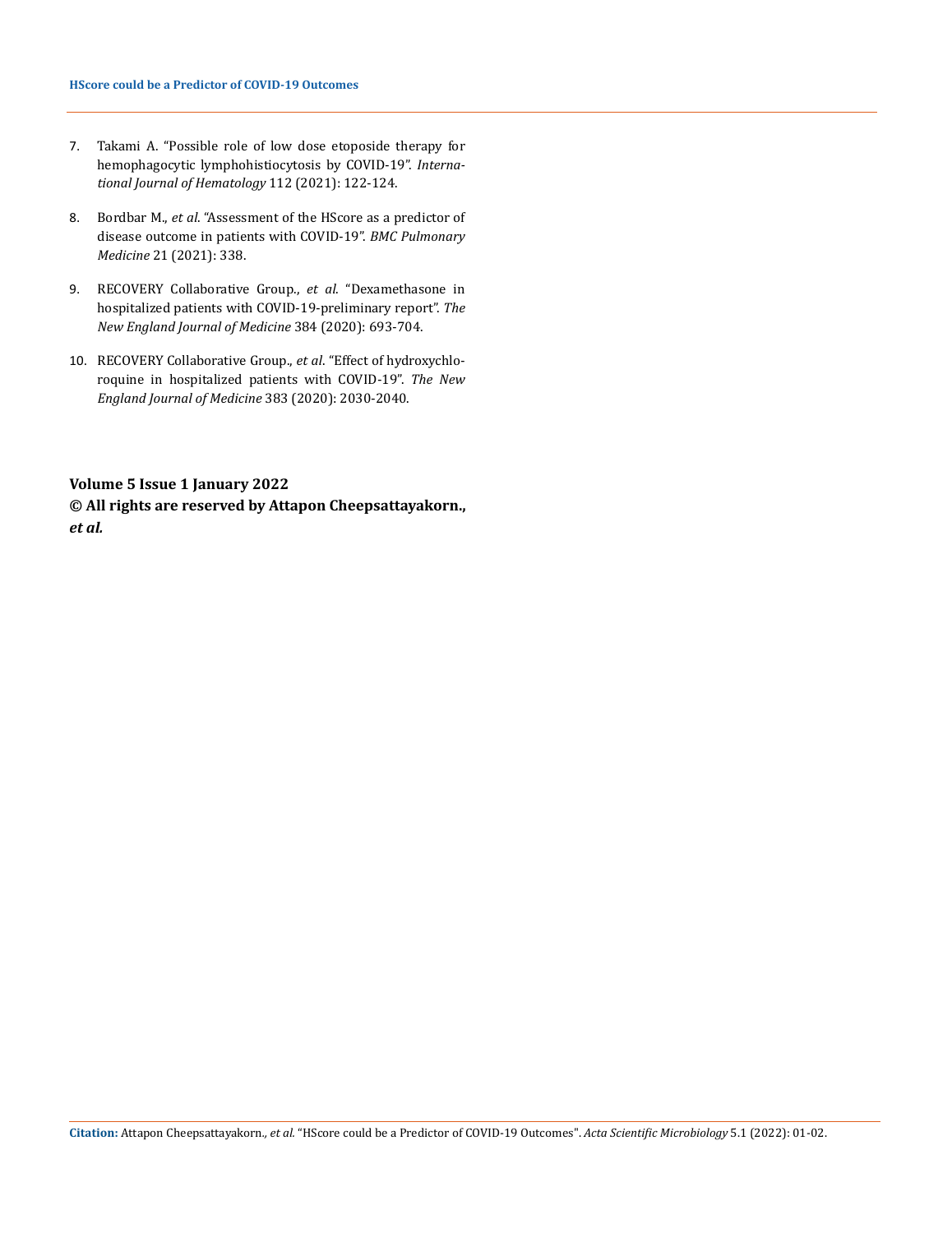7. Takami A. "Possible role of low dose etoposide therapy for hemophagocytic lymphohistiocytosis by COVID-19". *International Journal of Hematology* 112 (2021): 122-124.

8. Bordbar M., *et al*. "Assessment of the HScore as a predictor of disease outcome in patients with COVID-19". *BMC Pulmonary Medicine* 21 (2021): 338.

9. RECOVERY Collaborative Group., *et al*. "Dexamethasone in hospitalized patients with COVID-19-preliminary report". *The New England Journal of Medicine* 384 (2020): 693-704.

10. RECOVERY Collaborative Group., *et al*. "Effect of hydroxychloroquine in hospitalized patients with COVID-19". *The New England Journal of Medicine* 383 (2020): 2030-2040.

**Volume 5 Issue 1 January 2022**
**© All rights are reserved by Attapon Cheepsattayakorn., *et al.***